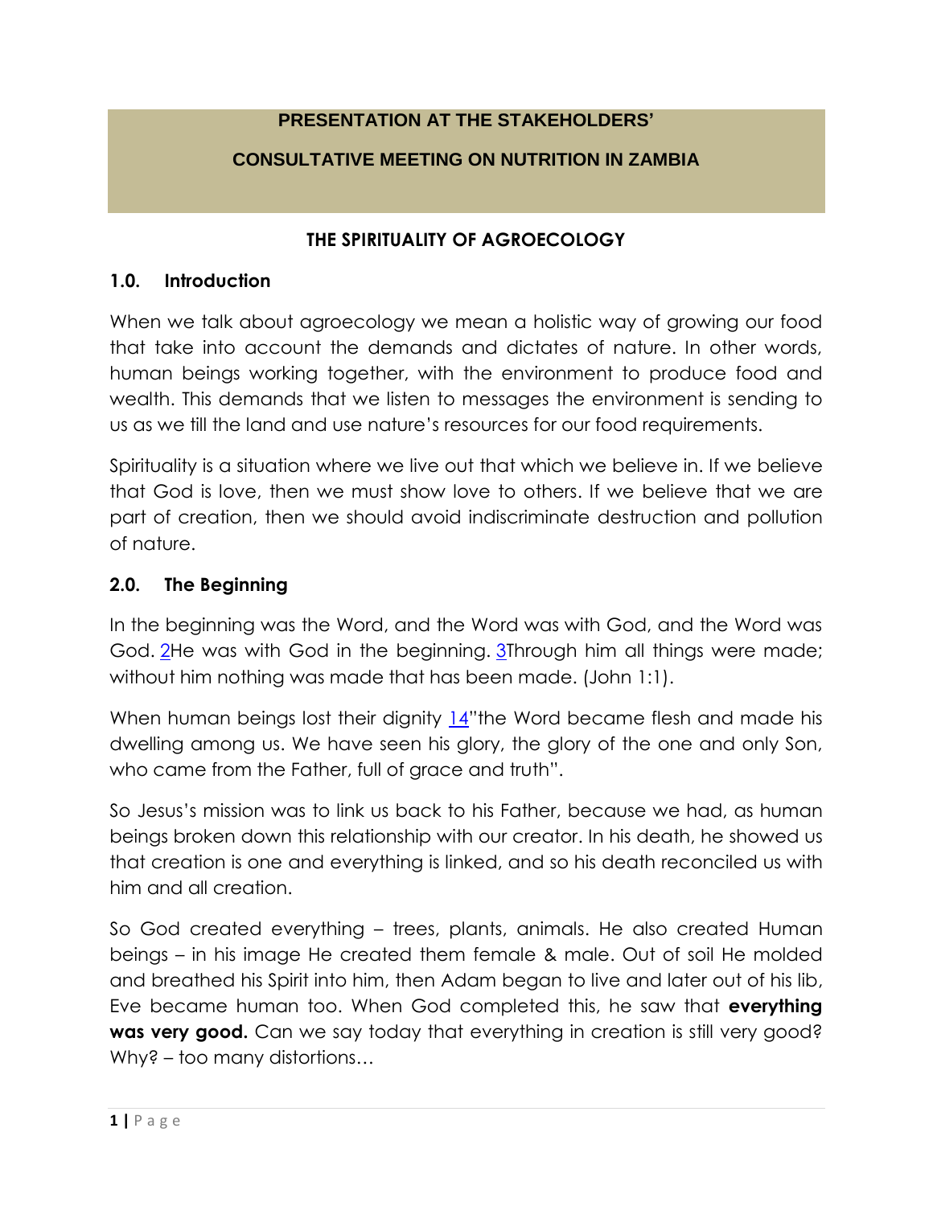**PRESENTATION AT THE STAKEHOLDERS'**

**CONSULTATIVE MEETING ON NUTRITION IN ZAMBIA**

# THE SPIRITUALITY OF AGROECOLOGY

## 1.0. Introduction

When we talk about agroecology we mean a holistic way of growing our food that take into account the demands and dictates of nature. In other words, human beings working together, with the environment to produce food and wealth. This demands that we listen to messages the environment is sending to us as we till the land and use nature's resources for our food requirements.

Spirituality is a situation where we live out that which we believe in. If we believe that God is love, then we must show love to others. If we believe that we are part of creation, then we should avoid indiscriminate destruction and pollution of nature.

## 2.0. The Beginning

In the beginning was the Word, and the Word was with God, and the Word was God. 2He was with God in the beginning. 3Through him all things were made; without him nothing was made that has been made. (John 1:1).

When human beings lost their dignity 14"the Word became flesh and made his dwelling among us. We have seen his glory, the glory of the one and only Son, who came from the Father, full of grace and truth".

So Jesus's mission was to link us back to his Father, because we had, as human beings broken down this relationship with our creator. In his death, he showed us that creation is one and everything is linked, and so his death reconciled us with him and all creation.

So God created everything – trees, plants, animals. He also created Human beings – in his image He created them female & male. Out of soil He molded and breathed his Spirit into him, then Adam began to live and later out of his lib, Eve became human too. When God completed this, he saw that **everything was very good.** Can we say today that everything in creation is still very good? Why? – too many distortions…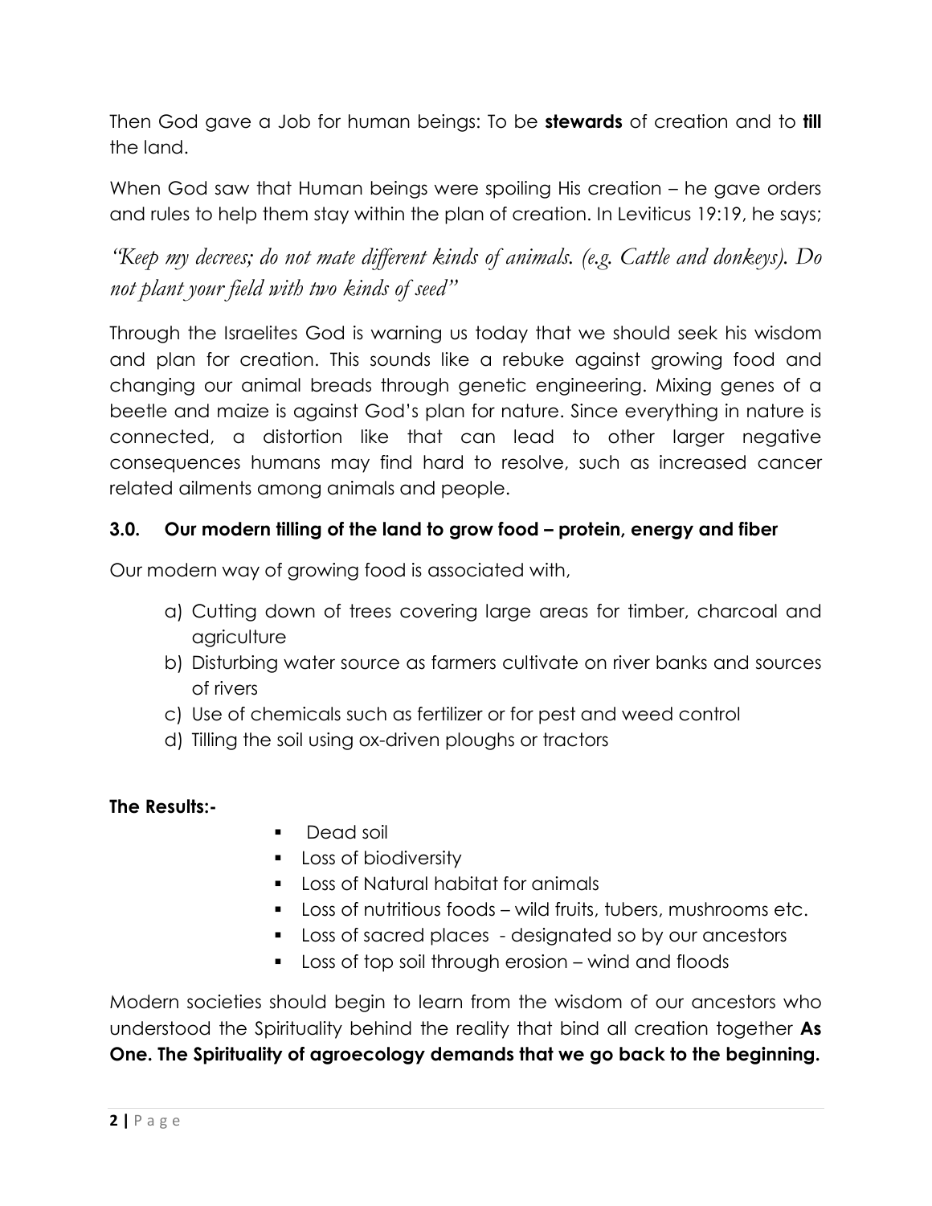Then God gave a Job for human beings: To be **stewards** of creation and to **till** the land.

When God saw that Human beings were spoiling His creation – he gave orders and rules to help them stay within the plan of creation. In Leviticus 19:19, he says;

*"Keep my decrees; do not mate different kinds of animals. (e.g. Cattle and donkeys). Do not plant your field with two kinds of seed"*

Through the Israelites God is warning us today that we should seek his wisdom and plan for creation. This sounds like a rebuke against growing food and changing our animal breads through genetic engineering. Mixing genes of a beetle and maize is against God's plan for nature. Since everything in nature is connected, a distortion like that can lead to other larger negative consequences humans may find hard to resolve, such as increased cancer related ailments among animals and people.

### 3.0. Our modern tilling of the land to grow food – protein, energy and fiber

Our modern way of growing food is associated with,

a) Cutting down of trees covering large areas for timber, charcoal and agriculture
b) Disturbing water source as farmers cultivate on river banks and sources of rivers
c) Use of chemicals such as fertilizer or for pest and weed control
d) Tilling the soil using ox-driven ploughs or tractors

**The Results:-**

- Dead soil
- Loss of biodiversity
- Loss of Natural habitat for animals
- Loss of nutritious foods – wild fruits, tubers, mushrooms etc.
- Loss of sacred places - designated so by our ancestors
- Loss of top soil through erosion – wind and floods

Modern societies should begin to learn from the wisdom of our ancestors who understood the Spirituality behind the reality that bind all creation together **As One. The Spirituality of agroecology demands that we go back to the beginning.**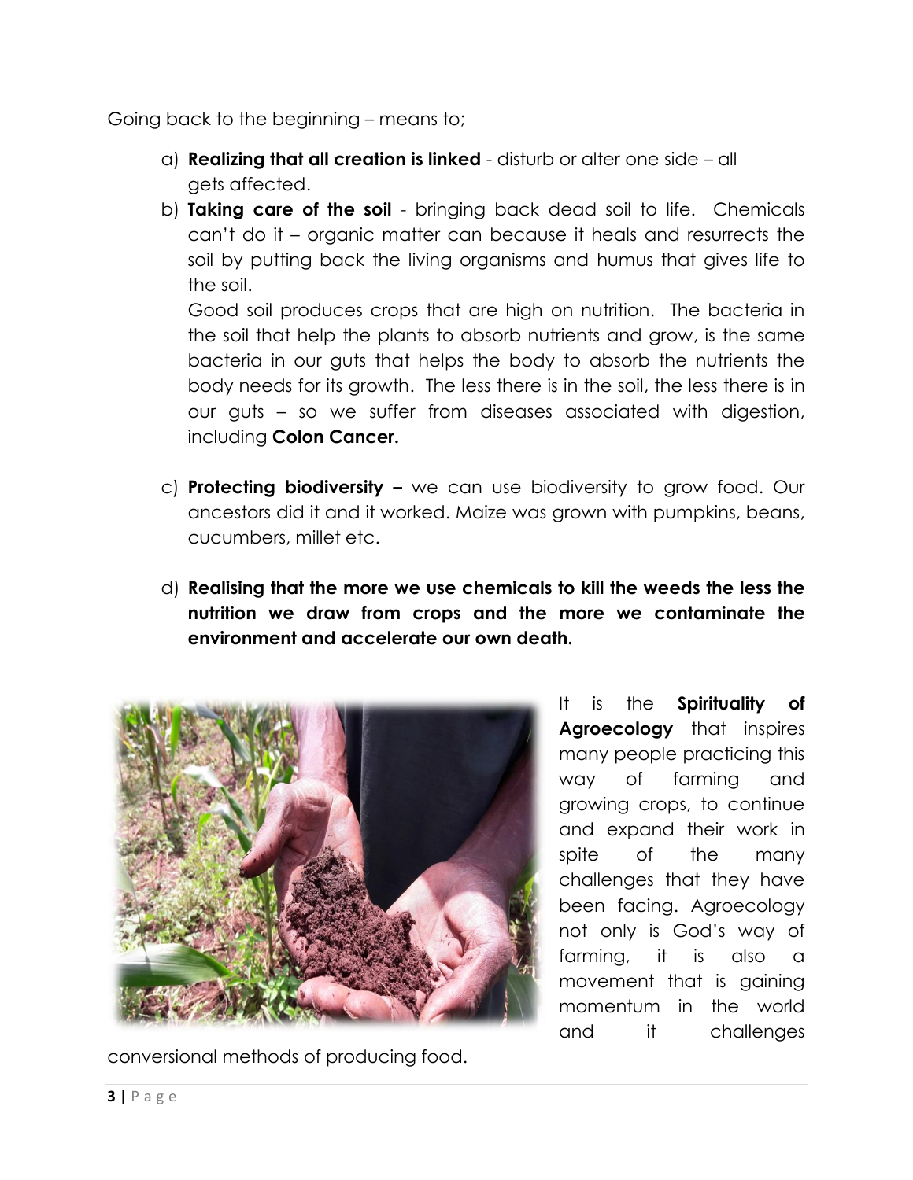Going back to the beginning – means to;

a) **Realizing that all creation is linked** - disturb or alter one side – all gets affected.

b) **Taking care of the soil** - bringing back dead soil to life. Chemicals can't do it – organic matter can because it heals and resurrects the soil by putting back the living organisms and humus that gives life to the soil.

   Good soil produces crops that are high on nutrition. The bacteria in the soil that help the plants to absorb nutrients and grow, is the same bacteria in our guts that helps the body to absorb the nutrients the body needs for its growth. The less there is in the soil, the less there is in our guts – so we suffer from diseases associated with digestion, including **Colon Cancer.**

c) **Protecting biodiversity –** we can use biodiversity to grow food. Our ancestors did it and it worked. Maize was grown with pumpkins, beans, cucumbers, millet etc.

d) **Realising that the more we use chemicals to kill the weeds the less the nutrition we draw from crops and the more we contaminate the environment and accelerate our own death.**

It is the **Spirituality of Agroecology** that inspires many people practicing this way of farming and growing crops, to continue and expand their work in spite of the many challenges that they have been facing. Agroecology not only is God's way of farming, it is also a movement that is gaining momentum in the world and it challenges conversional methods of producing food.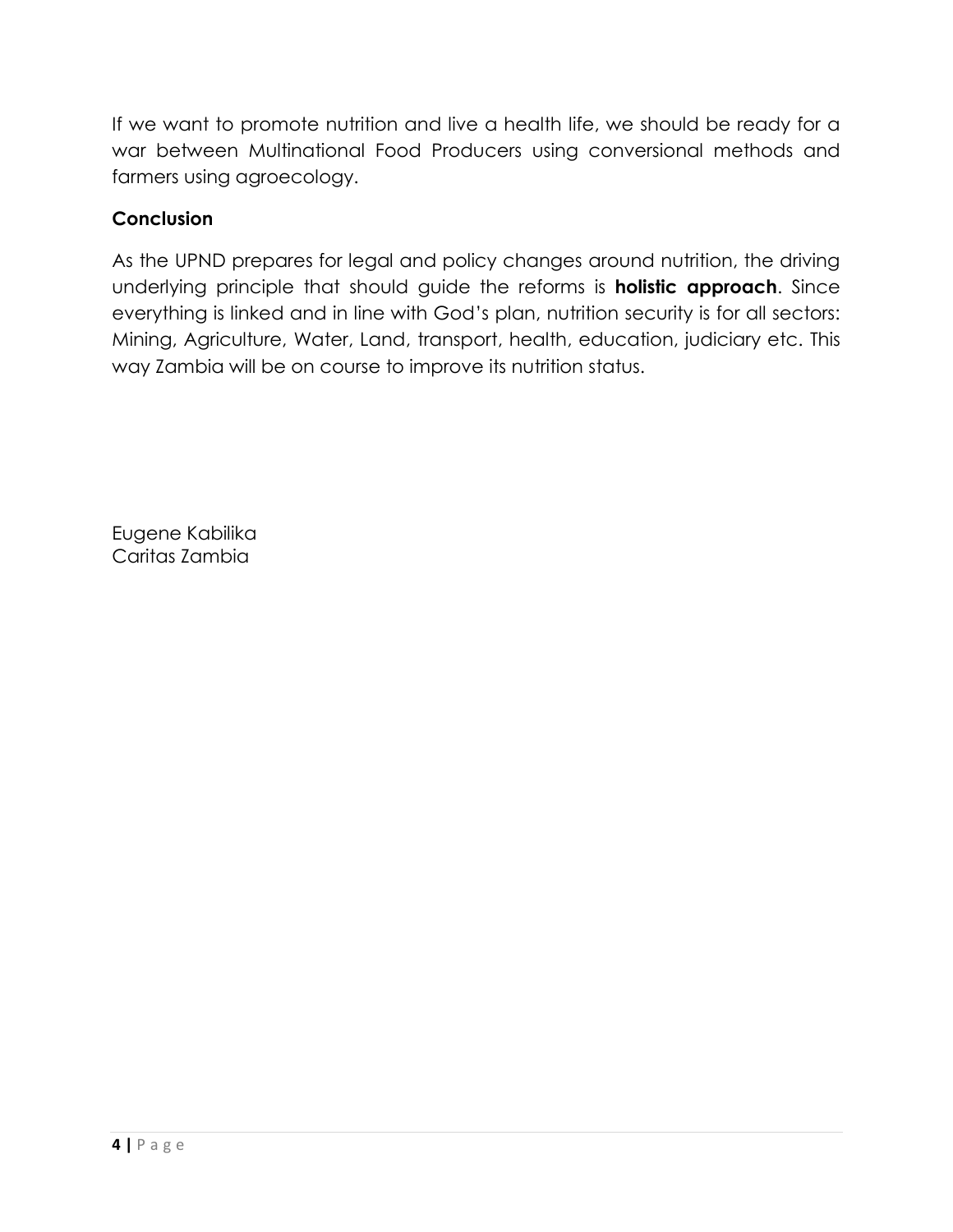If we want to promote nutrition and live a health life, we should be ready for a war between Multinational Food Producers using conversional methods and farmers using agroecology.

**Conclusion**

As the UPND prepares for legal and policy changes around nutrition, the driving underlying principle that should guide the reforms is **holistic approach**. Since everything is linked and in line with God's plan, nutrition security is for all sectors: Mining, Agriculture, Water, Land, transport, health, education, judiciary etc. This way Zambia will be on course to improve its nutrition status.

Eugene Kabilika
Caritas Zambia